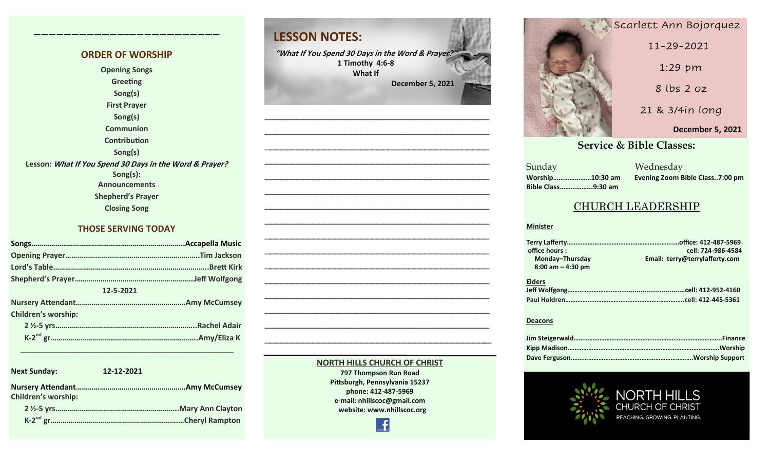## ORDER OF WORSHIP

Opening Songs
Greeting
Song(s)
First Prayer
Song(s)
Communion
Contribution
Song(s)
Lesson: *What If You Spend 30 Days in the Word & Prayer?*
Song(s):
Announcements
Shepherd's Prayer
Closing Song

## THOSE SERVING TODAY

**Songs**……………………………………………………………Accapella Music
**Opening Prayer**…………………………………………………Tim Jackson
**Lord's Table**……………………………………………………..Brett Kirk
**Shepherd's Prayer**………………………………………………Jeff Wolfgong

**12-5-2021**

**Nursery Attendant**………………………………………………Amy McCumsey
**Children's worship:**
2 ½-5 yrs……………………………………………………………Rachel Adair
K-2nd gr……………………………………………………………Amy/Eliza K

---

**Next Sunday: 12-12-2021**

**Nursery Attendant**………………………………………………Amy McCumsey
**Children's worship:**
2 ½-5 yrs……………………………………………………………Mary Ann Clayton
K-2nd gr……………………………………………………………Cheryl Rampton

## LESSON NOTES:

*"What If You Spend 30 Days in the Word & Prayer?"*
1 Timothy 4:6-8
What If
December 5, 2021

**NORTH HILLS CHURCH OF CHRIST**
797 Thompson Run Road
Pittsburgh, Pennsylvania 15237
phone: 412-487-5969
e-mail: nhillscoc@gmail.com
website: www.nhillscoc.org

Scarlett Ann Bojorquez
11-29-2021
1:29 pm
8 lbs 2 oz
21 & 3/4in long

**December 5, 2021**

## Service & Bible Classes:

Sunday
**Worship**…………………10:30 am
**Bible Class**………………9:30 am

Wednesday
**Evening Zoom Bible Class..7:00 pm**

## CHURCH LEADERSHIP

**Minister**

**Terry Lafferty**…………………………………………office: 412-487-5969
cell: 724-986-4584
Email: terry@terrylafferty.com
office hours:
Monday–Thursday
8:00 am – 4:30 pm

**Elders**

**Jeff Wolfgong**…………………………………………cell: 412-952-4160
**Paul Holdren**…………………………………………cell: 412-445-5361

**Deacons**

**Jim Steigerwald**…………………………………………Finance
**Kipp Madison**…………………………………………Worship
**Dave Ferguson**…………………………………………Worship Support

NORTH HILLS CHURCH OF CHRIST
REACHING. GROWING. PLANTING.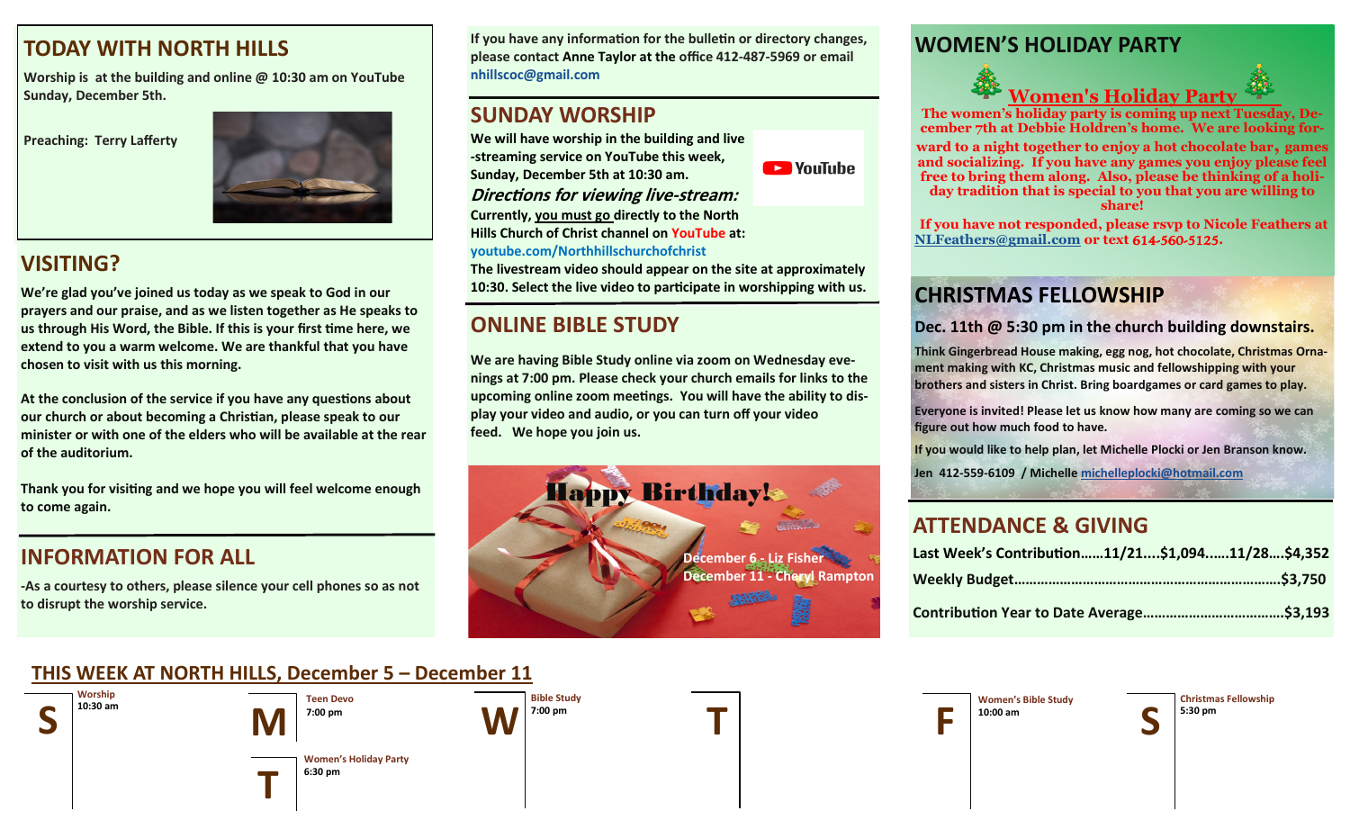## TODAY WITH NORTH HILLS

**Worship is at the building and online @ 10:30 am on YouTube Sunday, December 5th.**

**Preaching: Terry Lafferty**

## VISITING?

**We're glad you've joined us today as we speak to God in our prayers and our praise, and as we listen together as He speaks to us through His Word, the Bible. If this is your first time here, we extend to you a warm welcome. We are thankful that you have chosen to visit with us this morning.**

**At the conclusion of the service if you have any questions about our church or about becoming a Christian, please speak to our minister or with one of the elders who will be available at the rear of the auditorium.**

**Thank you for visiting and we hope you will feel welcome enough to come again.**

## INFORMATION FOR ALL

**-As a courtesy to others, please silence your cell phones so as not to disrupt the worship service.**

**If you have any information for the bulletin or directory changes, please contact Anne Taylor at the office 412-487-5969 or email nhillscoc@gmail.com**

## SUNDAY WORSHIP

**We will have worship in the building and live -streaming service on YouTube this week, Sunday, December 5th at 10:30 am.**

***Directions for viewing live-stream:***

**Currently, you must go directly to the North Hills Church of Christ channel on YouTube at: youtube.com/Northhillschurchofchrist**

**The livestream video should appear on the site at approximately 10:30. Select the live video to participate in worshipping with us.**

## ONLINE BIBLE STUDY

**We are having Bible Study online via zoom on Wednesday evenings at 7:00 pm. Please check your church emails for links to the upcoming online zoom meetings. You will have the ability to display your video and audio, or you can turn off your video feed. We hope you join us.**

**Happy Birthday!**

**December 6 - Liz Fisher**
**December 11 - Cheryl Rampton**

## WOMEN'S HOLIDAY PARTY

**Women's Holiday Party**

**The women's holiday party is coming up next Tuesday, December 7th at Debbie Holdren's home. We are looking forward to a night together to enjoy a hot chocolate bar, games and socializing. If you have any games you enjoy please feel free to bring them along. Also, please be thinking of a holiday tradition that is special to you that you are willing to share!**

**If you have not responded, please rsvp to Nicole Feathers at NLFeathers@gmail.com or text 614-560-5125.**

## CHRISTMAS FELLOWSHIP

**Dec. 11th @ 5:30 pm in the church building downstairs.**

**Think Gingerbread House making, egg nog, hot chocolate, Christmas Ornament making with KC, Christmas music and fellowshipping with your brothers and sisters in Christ. Bring boardgames or card games to play.**

**Everyone is invited! Please let us know how many are coming so we can figure out how much food to have.**

**If you would like to help plan, let Michelle Plocki or Jen Branson know.**

**Jen 412-559-6109 / Michelle michelleplocki@hotmail.com**

## ATTENDANCE & GIVING

**Last Week's Contribution……11/21….$1,094……11/28….$4,352**

**Weekly Budget…………………………………………………………..$3,750**

**Contribution Year to Date Average……………………………….$3,193**

## THIS WEEK AT NORTH HILLS, December 5 – December 11

- **S** — Worship 10:30 am
- **M** — Teen Devo 7:00 pm
- **T** — Women's Holiday Party 6:30 pm
- **W** — Bible Study 7:00 pm
- **T** —
- **F** — Women's Bible Study 10:00 am
- **S** — Christmas Fellowship 5:30 pm